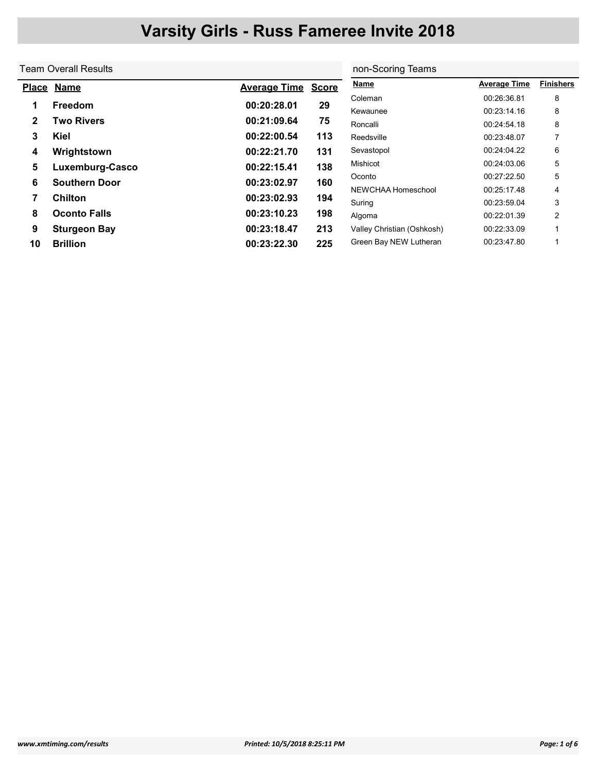# Varsity Girls - Russ Fameree Invite 2018

## Team Overall Results

| Place | Name | Average Time | Score |
|---|---|---|---|
| 1 | Freedom | 00:20:28.01 | 29 |
| 2 | Two Rivers | 00:21:09.64 | 75 |
| 3 | Kiel | 00:22:00.54 | 113 |
| 4 | Wrightstown | 00:22:21.70 | 131 |
| 5 | Luxemburg-Casco | 00:22:15.41 | 138 |
| 6 | Southern Door | 00:23:02.97 | 160 |
| 7 | Chilton | 00:23:02.93 | 194 |
| 8 | Oconto Falls | 00:23:10.23 | 198 |
| 9 | Sturgeon Bay | 00:23:18.47 | 213 |
| 10 | Brillion | 00:23:22.30 | 225 |

## non-Scoring Teams

| Name | Average Time | Finishers |
|---|---|---|
| Coleman | 00:26:36.81 | 8 |
| Kewaunee | 00:23:14.16 | 8 |
| Roncalli | 00:24:54.18 | 8 |
| Reedsville | 00:23:48.07 | 7 |
| Sevastopol | 00:24:04.22 | 6 |
| Mishicot | 00:24:03.06 | 5 |
| Oconto | 00:27:22.50 | 5 |
| NEWCHAA Homeschool | 00:25:17.48 | 4 |
| Suring | 00:23:59.04 | 3 |
| Algoma | 00:22:01.39 | 2 |
| Valley Christian (Oshkosh) | 00:22:33.09 | 1 |
| Green Bay NEW Lutheran | 00:23:47.80 | 1 |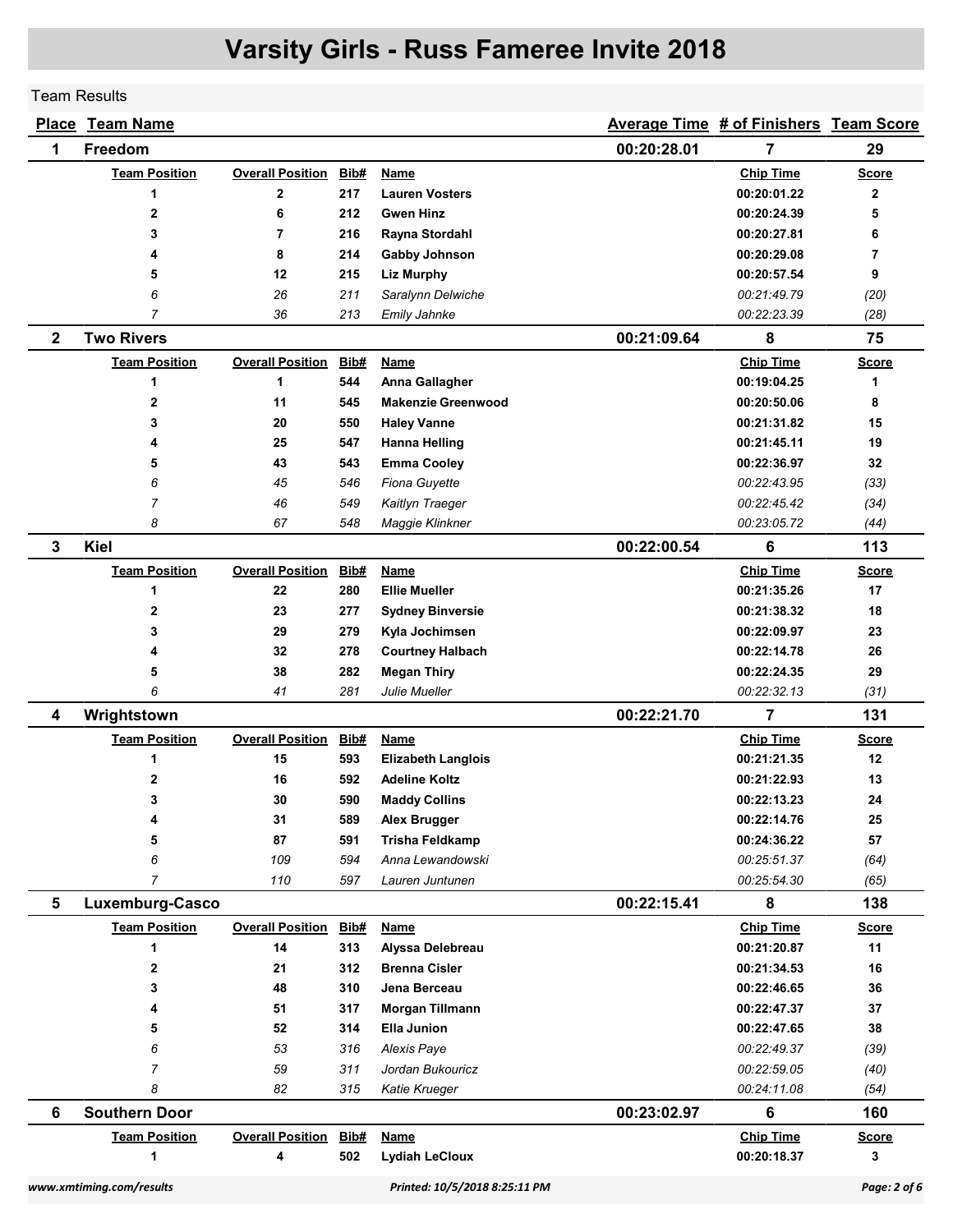# Varsity Girls - Russ Fameree Invite 2018

Team Results

| Place | Team Name | | | | Average Time | # of Finishers | Team Score |
|---|---|---|---|---|---|---|---|
| **1** | **Freedom** | | | | **00:20:28.01** | **7** | **29** |
| | **Team Position** | **Overall Position** | **Bib#** | **Name** | | **Chip Time** | **Score** |
| | 1 | 2 | 217 | Lauren Vosters | | 00:20:01.22 | 2 |
| | 2 | 6 | 212 | Gwen Hinz | | 00:20:24.39 | 5 |
| | 3 | 7 | 216 | Rayna Stordahl | | 00:20:27.81 | 6 |
| | 4 | 8 | 214 | Gabby Johnson | | 00:20:29.08 | 7 |
| | 5 | 12 | 215 | Liz Murphy | | 00:20:57.54 | 9 |
| | *6* | *26* | *211* | *Saralynn Delwiche* | | *00:21:49.79* | *(20)* |
| | *7* | *36* | *213* | *Emily Jahnke* | | *00:22:23.39* | *(28)* |
| **2** | **Two Rivers** | | | | **00:21:09.64** | **8** | **75** |
| | **Team Position** | **Overall Position** | **Bib#** | **Name** | | **Chip Time** | **Score** |
| | 1 | 1 | 544 | Anna Gallagher | | 00:19:04.25 | 1 |
| | 2 | 11 | 545 | Makenzie Greenwood | | 00:20:50.06 | 8 |
| | 3 | 20 | 550 | Haley Vanne | | 00:21:31.82 | 15 |
| | 4 | 25 | 547 | Hanna Helling | | 00:21:45.11 | 19 |
| | 5 | 43 | 543 | Emma Cooley | | 00:22:36.97 | 32 |
| | *6* | *45* | *546* | *Fiona Guyette* | | *00:22:43.95* | *(33)* |
| | *7* | *46* | *549* | *Kaitlyn Traeger* | | *00:22:45.42* | *(34)* |
| | *8* | *67* | *548* | *Maggie Klinkner* | | *00:23:05.72* | *(44)* |
| **3** | **Kiel** | | | | **00:22:00.54** | **6** | **113** |
| | **Team Position** | **Overall Position** | **Bib#** | **Name** | | **Chip Time** | **Score** |
| | 1 | 22 | 280 | Ellie Mueller | | 00:21:35.26 | 17 |
| | 2 | 23 | 277 | Sydney Binversie | | 00:21:38.32 | 18 |
| | 3 | 29 | 279 | Kyla Jochimsen | | 00:22:09.97 | 23 |
| | 4 | 32 | 278 | Courtney Halbach | | 00:22:14.78 | 26 |
| | 5 | 38 | 282 | Megan Thiry | | 00:22:24.35 | 29 |
| | *6* | *41* | *281* | *Julie Mueller* | | *00:22:32.13* | *(31)* |
| **4** | **Wrightstown** | | | | **00:22:21.70** | **7** | **131** |
| | **Team Position** | **Overall Position** | **Bib#** | **Name** | | **Chip Time** | **Score** |
| | 1 | 15 | 593 | Elizabeth Langlois | | 00:21:21.35 | 12 |
| | 2 | 16 | 592 | Adeline Koltz | | 00:21:22.93 | 13 |
| | 3 | 30 | 590 | Maddy Collins | | 00:22:13.23 | 24 |
| | 4 | 31 | 589 | Alex Brugger | | 00:22:14.76 | 25 |
| | 5 | 87 | 591 | Trisha Feldkamp | | 00:24:36.22 | 57 |
| | *6* | *109* | *594* | *Anna Lewandowski* | | *00:25:51.37* | *(64)* |
| | *7* | *110* | *597* | *Lauren Juntunen* | | *00:25:54.30* | *(65)* |
| **5** | **Luxemburg-Casco** | | | | **00:22:15.41** | **8** | **138** |
| | **Team Position** | **Overall Position** | **Bib#** | **Name** | | **Chip Time** | **Score** |
| | 1 | 14 | 313 | Alyssa Delebreau | | 00:21:20.87 | 11 |
| | 2 | 21 | 312 | Brenna Cisler | | 00:21:34.53 | 16 |
| | 3 | 48 | 310 | Jena Berceau | | 00:22:46.65 | 36 |
| | 4 | 51 | 317 | Morgan Tillmann | | 00:22:47.37 | 37 |
| | 5 | 52 | 314 | Ella Junion | | 00:22:47.65 | 38 |
| | *6* | *53* | *316* | *Alexis Paye* | | *00:22:49.37* | *(39)* |
| | *7* | *59* | *311* | *Jordan Bukouricz* | | *00:22:59.05* | *(40)* |
| | *8* | *82* | *315* | *Katie Krueger* | | *00:24:11.08* | *(54)* |
| **6** | **Southern Door** | | | | **00:23:02.97** | **6** | **160** |
| | **Team Position** | **Overall Position** | **Bib#** | **Name** | | **Chip Time** | **Score** |
| | 1 | 4 | 502 | Lydiah LeCloux | | 00:20:18.37 | 3 |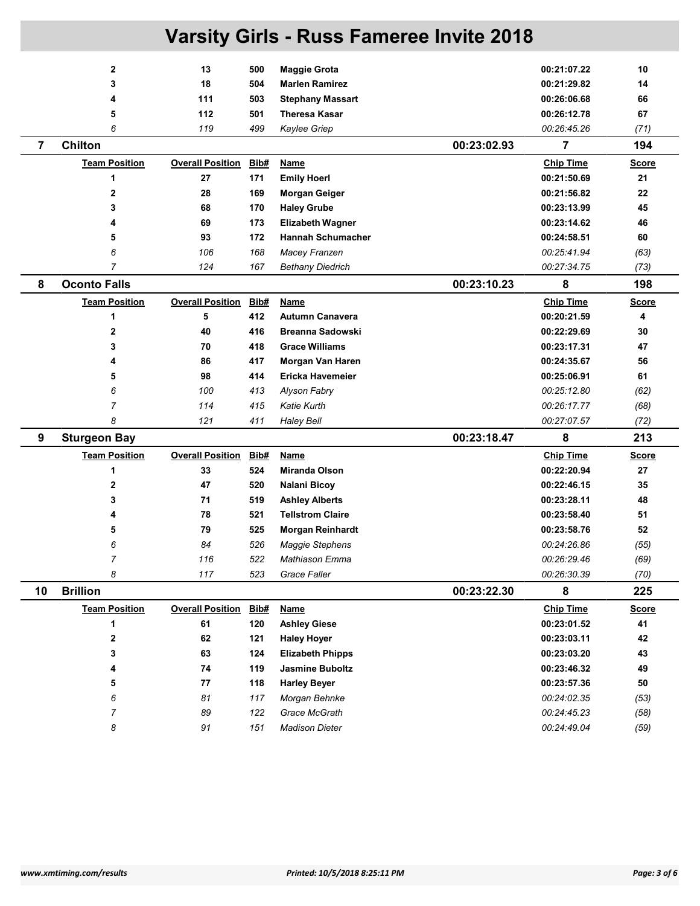# Varsity Girls - Russ Fameree Invite 2018

| Team Position | Overall Position | Bib# | Name | Chip Time | Score |
|---|---|---|---|---|---|
| 2 | 13 | 500 | **Maggie Grota** | 00:21:07.22 | 10 |
| 3 | 18 | 504 | **Marlen Ramirez** | 00:21:29.82 | 14 |
| 4 | 111 | 503 | **Stephany Massart** | 00:26:06.68 | 66 |
| 5 | 112 | 501 | **Theresa Kasar** | 00:26:12.78 | 67 |
| *6* | *119* | *499* | *Kaylee Griep* | *00:26:45.26* | *(71)* |

## 7 Chilton — 00:23:02.93 — 7 — 194

| Team Position | Overall Position | Bib# | Name | Chip Time | Score |
|---|---|---|---|---|---|
| 1 | 27 | 171 | **Emily Hoerl** | 00:21:50.69 | 21 |
| 2 | 28 | 169 | **Morgan Geiger** | 00:21:56.82 | 22 |
| 3 | 68 | 170 | **Haley Grube** | 00:23:13.99 | 45 |
| 4 | 69 | 173 | **Elizabeth Wagner** | 00:23:14.62 | 46 |
| 5 | 93 | 172 | **Hannah Schumacher** | 00:24:58.51 | 60 |
| *6* | *106* | *168* | *Macey Franzen* | *00:25:41.94* | *(63)* |
| *7* | *124* | *167* | *Bethany Diedrich* | *00:27:34.75* | *(73)* |

## 8 Oconto Falls — 00:23:10.23 — 8 — 198

| Team Position | Overall Position | Bib# | Name | Chip Time | Score |
|---|---|---|---|---|---|
| 1 | 5 | 412 | **Autumn Canavera** | 00:20:21.59 | 4 |
| 2 | 40 | 416 | **Breanna Sadowski** | 00:22:29.69 | 30 |
| 3 | 70 | 418 | **Grace Williams** | 00:23:17.31 | 47 |
| 4 | 86 | 417 | **Morgan Van Haren** | 00:24:35.67 | 56 |
| 5 | 98 | 414 | **Ericka Havemeier** | 00:25:06.91 | 61 |
| *6* | *100* | *413* | *Alyson Fabry* | *00:25:12.80* | *(62)* |
| *7* | *114* | *415* | *Katie Kurth* | *00:26:17.77* | *(68)* |
| *8* | *121* | *411* | *Haley Bell* | *00:27:07.57* | *(72)* |

## 9 Sturgeon Bay — 00:23:18.47 — 8 — 213

| Team Position | Overall Position | Bib# | Name | Chip Time | Score |
|---|---|---|---|---|---|
| 1 | 33 | 524 | **Miranda Olson** | 00:22:20.94 | 27 |
| 2 | 47 | 520 | **Nalani Bicoy** | 00:22:46.15 | 35 |
| 3 | 71 | 519 | **Ashley Alberts** | 00:23:28.11 | 48 |
| 4 | 78 | 521 | **Tellstrom Claire** | 00:23:58.40 | 51 |
| 5 | 79 | 525 | **Morgan Reinhardt** | 00:23:58.76 | 52 |
| *6* | *84* | *526* | *Maggie Stephens* | *00:24:26.86* | *(55)* |
| *7* | *116* | *522* | *Mathiason Emma* | *00:26:29.46* | *(69)* |
| *8* | *117* | *523* | *Grace Faller* | *00:26:30.39* | *(70)* |

## 10 Brillion — 00:23:22.30 — 8 — 225

| Team Position | Overall Position | Bib# | Name | Chip Time | Score |
|---|---|---|---|---|---|
| 1 | 61 | 120 | **Ashley Giese** | 00:23:01.52 | 41 |
| 2 | 62 | 121 | **Haley Hoyer** | 00:23:03.11 | 42 |
| 3 | 63 | 124 | **Elizabeth Phipps** | 00:23:03.20 | 43 |
| 4 | 74 | 119 | **Jasmine Buboltz** | 00:23:46.32 | 49 |
| 5 | 77 | 118 | **Harley Beyer** | 00:23:57.36 | 50 |
| *6* | *81* | *117* | *Morgan Behnke* | *00:24:02.35* | *(53)* |
| *7* | *89* | *122* | *Grace McGrath* | *00:24:45.23* | *(58)* |
| *8* | *91* | *151* | *Madison Dieter* | *00:24:49.04* | *(59)* |

*www.xmtiming.com/results* — *Printed: 10/5/2018 8:25:11 PM*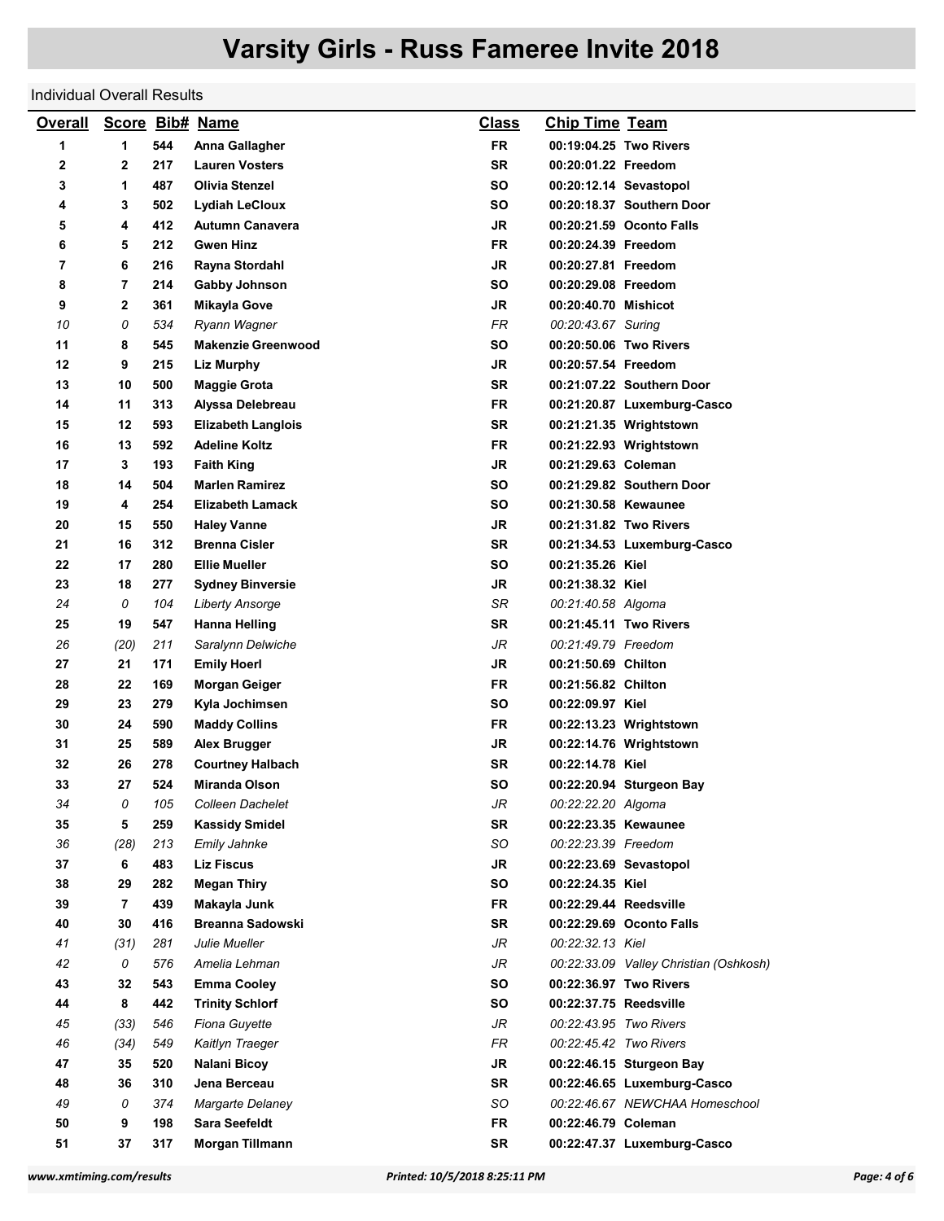# Varsity Girls - Russ Fameree Invite 2018

Individual Overall Results

| Overall | Score | Bib# | Name | Class | Chip Time | Team |
|---|---|---|---|---|---|---|
| 1 | 1 | 544 | **Anna Gallagher** | FR | 00:19:04.25 | Two Rivers |
| 2 | 2 | 217 | **Lauren Vosters** | SR | 00:20:01.22 | Freedom |
| 3 | 1 | 487 | **Olivia Stenzel** | SO | 00:20:12.14 | Sevastopol |
| 4 | 3 | 502 | **Lydiah LeCloux** | SO | 00:20:18.37 | Southern Door |
| 5 | 4 | 412 | **Autumn Canavera** | JR | 00:20:21.59 | Oconto Falls |
| 6 | 5 | 212 | **Gwen Hinz** | FR | 00:20:24.39 | Freedom |
| 7 | 6 | 216 | **Rayna Stordahl** | JR | 00:20:27.81 | Freedom |
| 8 | 7 | 214 | **Gabby Johnson** | SO | 00:20:29.08 | Freedom |
| 9 | 2 | 361 | **Mikayla Gove** | JR | 00:20:40.70 | Mishicot |
| *10* | *0* | *534* | *Ryann Wagner* | *FR* | *00:20:43.67* | *Suring* |
| 11 | 8 | 545 | **Makenzie Greenwood** | SO | 00:20:50.06 | Two Rivers |
| 12 | 9 | 215 | **Liz Murphy** | JR | 00:20:57.54 | Freedom |
| 13 | 10 | 500 | **Maggie Grota** | SR | 00:21:07.22 | Southern Door |
| 14 | 11 | 313 | **Alyssa Delebreau** | FR | 00:21:20.87 | Luxemburg-Casco |
| 15 | 12 | 593 | **Elizabeth Langlois** | SR | 00:21:21.35 | Wrightstown |
| 16 | 13 | 592 | **Adeline Koltz** | FR | 00:21:22.93 | Wrightstown |
| 17 | 3 | 193 | **Faith King** | JR | 00:21:29.63 | Coleman |
| 18 | 14 | 504 | **Marlen Ramirez** | SO | 00:21:29.82 | Southern Door |
| 19 | 4 | 254 | **Elizabeth Lamack** | SO | 00:21:30.58 | Kewaunee |
| 20 | 15 | 550 | **Haley Vanne** | JR | 00:21:31.82 | Two Rivers |
| 21 | 16 | 312 | **Brenna Cisler** | SR | 00:21:34.53 | Luxemburg-Casco |
| 22 | 17 | 280 | **Ellie Mueller** | SO | 00:21:35.26 | Kiel |
| 23 | 18 | 277 | **Sydney Binversie** | JR | 00:21:38.32 | Kiel |
| *24* | *0* | *104* | *Liberty Ansorge* | *SR* | *00:21:40.58* | *Algoma* |
| 25 | 19 | 547 | **Hanna Helling** | SR | 00:21:45.11 | Two Rivers |
| *26* | *(20)* | *211* | *Saralynn Delwiche* | *JR* | *00:21:49.79* | *Freedom* |
| 27 | 21 | 171 | **Emily Hoerl** | JR | 00:21:50.69 | Chilton |
| 28 | 22 | 169 | **Morgan Geiger** | FR | 00:21:56.82 | Chilton |
| 29 | 23 | 279 | **Kyla Jochimsen** | SO | 00:22:09.97 | Kiel |
| 30 | 24 | 590 | **Maddy Collins** | FR | 00:22:13.23 | Wrightstown |
| 31 | 25 | 589 | **Alex Brugger** | JR | 00:22:14.76 | Wrightstown |
| 32 | 26 | 278 | **Courtney Halbach** | SR | 00:22:14.78 | Kiel |
| 33 | 27 | 524 | **Miranda Olson** | SO | 00:22:20.94 | Sturgeon Bay |
| *34* | *0* | *105* | *Colleen Dachelet* | *JR* | *00:22:22.20* | *Algoma* |
| 35 | 5 | 259 | **Kassidy Smidel** | SR | 00:22:23.35 | Kewaunee |
| *36* | *(28)* | *213* | *Emily Jahnke* | *SO* | *00:22:23.39* | *Freedom* |
| 37 | 6 | 483 | **Liz Fiscus** | JR | 00:22:23.69 | Sevastopol |
| 38 | 29 | 282 | **Megan Thiry** | SO | 00:22:24.35 | Kiel |
| 39 | 7 | 439 | **Makayla Junk** | FR | 00:22:29.44 | Reedsville |
| 40 | 30 | 416 | **Breanna Sadowski** | SR | 00:22:29.69 | Oconto Falls |
| *41* | *(31)* | *281* | *Julie Mueller* | *JR* | *00:22:32.13* | *Kiel* |
| *42* | *0* | *576* | *Amelia Lehman* | *JR* | *00:22:33.09* | *Valley Christian (Oshkosh)* |
| 43 | 32 | 543 | **Emma Cooley** | SO | 00:22:36.97 | Two Rivers |
| 44 | 8 | 442 | **Trinity Schlorf** | SO | 00:22:37.75 | Reedsville |
| *45* | *(33)* | *546* | *Fiona Guyette* | *JR* | *00:22:43.95* | *Two Rivers* |
| *46* | *(34)* | *549* | *Kaitlyn Traeger* | *FR* | *00:22:45.42* | *Two Rivers* |
| 47 | 35 | 520 | **Nalani Bicoy** | JR | 00:22:46.15 | Sturgeon Bay |
| 48 | 36 | 310 | **Jena Berceau** | SR | 00:22:46.65 | Luxemburg-Casco |
| *49* | *0* | *374* | *Margarte Delaney* | *SO* | *00:22:46.67* | *NEWCHAA Homeschool* |
| 50 | 9 | 198 | **Sara Seefeldt** | FR | 00:22:46.79 | Coleman |
| 51 | 37 | 317 | **Morgan Tillmann** | SR | 00:22:47.37 | Luxemburg-Casco |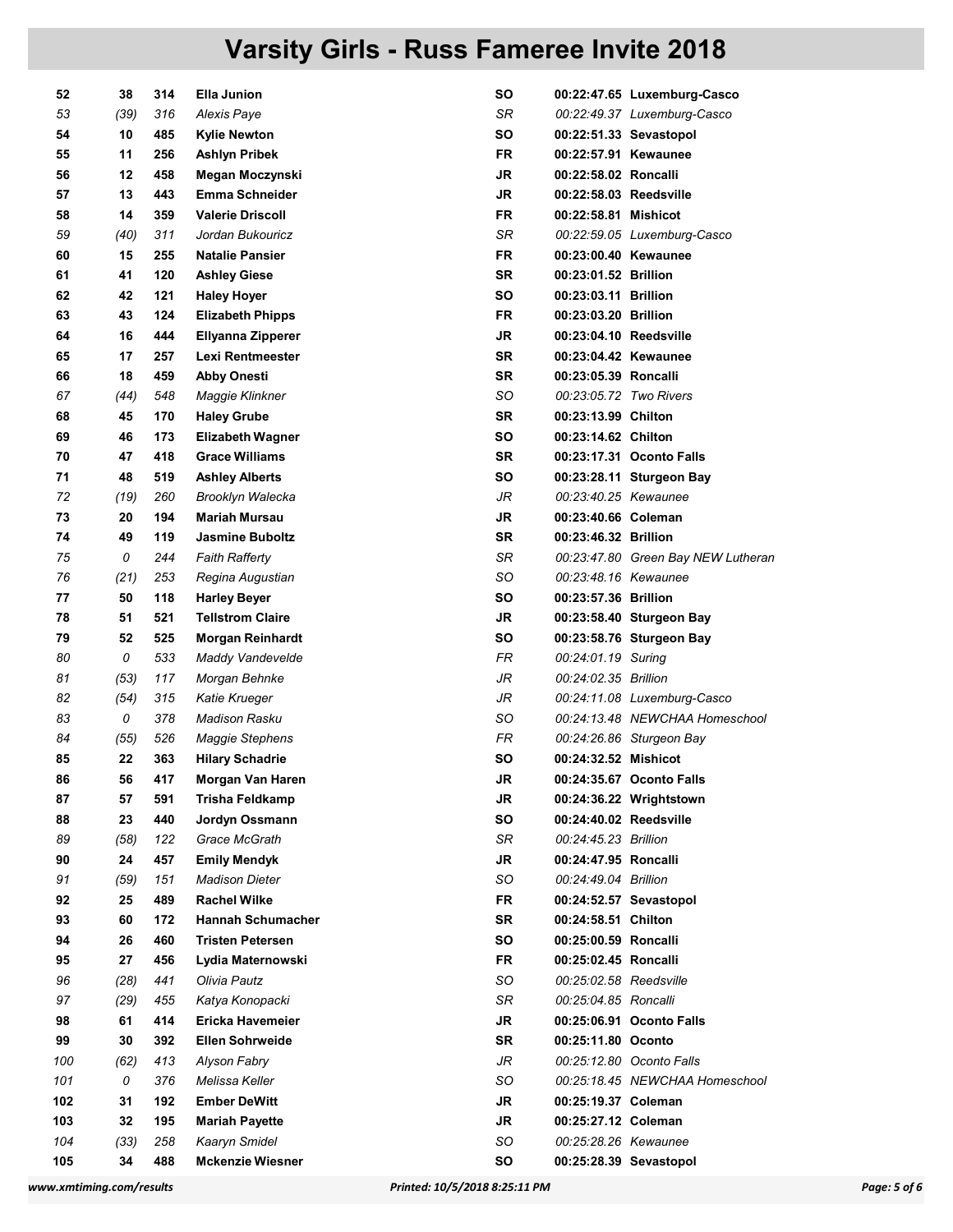# Varsity Girls - Russ Fameree Invite 2018

| | | | | | | |
|---|---|---|---|---|---|---|
| **52** | **38** | **314** | **Ella Junion** | **SO** | **00:22:47.65** | **Luxemburg-Casco** |
| *53* | *(39)* | *316* | *Alexis Paye* | *SR* | *00:22:49.37* | *Luxemburg-Casco* |
| **54** | **10** | **485** | **Kylie Newton** | **SO** | **00:22:51.33** | **Sevastopol** |
| **55** | **11** | **256** | **Ashlyn Pribek** | **FR** | **00:22:57.91** | **Kewaunee** |
| **56** | **12** | **458** | **Megan Moczynski** | **JR** | **00:22:58.02** | **Roncalli** |
| **57** | **13** | **443** | **Emma Schneider** | **JR** | **00:22:58.03** | **Reedsville** |
| **58** | **14** | **359** | **Valerie Driscoll** | **FR** | **00:22:58.81** | **Mishicot** |
| *59* | *(40)* | *311* | *Jordan Bukouricz* | *SR* | *00:22:59.05* | *Luxemburg-Casco* |
| **60** | **15** | **255** | **Natalie Pansier** | **FR** | **00:23:00.40** | **Kewaunee** |
| **61** | **41** | **120** | **Ashley Giese** | **SR** | **00:23:01.52** | **Brillion** |
| **62** | **42** | **121** | **Haley Hoyer** | **SO** | **00:23:03.11** | **Brillion** |
| **63** | **43** | **124** | **Elizabeth Phipps** | **FR** | **00:23:03.20** | **Brillion** |
| **64** | **16** | **444** | **Ellyanna Zipperer** | **JR** | **00:23:04.10** | **Reedsville** |
| **65** | **17** | **257** | **Lexi Rentmeester** | **SR** | **00:23:04.42** | **Kewaunee** |
| **66** | **18** | **459** | **Abby Onesti** | **SR** | **00:23:05.39** | **Roncalli** |
| *67* | *(44)* | *548* | *Maggie Klinkner* | *SO* | *00:23:05.72* | *Two Rivers* |
| **68** | **45** | **170** | **Haley Grube** | **SR** | **00:23:13.99** | **Chilton** |
| **69** | **46** | **173** | **Elizabeth Wagner** | **SO** | **00:23:14.62** | **Chilton** |
| **70** | **47** | **418** | **Grace Williams** | **SR** | **00:23:17.31** | **Oconto Falls** |
| **71** | **48** | **519** | **Ashley Alberts** | **SO** | **00:23:28.11** | **Sturgeon Bay** |
| *72* | *(19)* | *260* | *Brooklyn Walecka* | *JR* | *00:23:40.25* | *Kewaunee* |
| **73** | **20** | **194** | **Mariah Mursau** | **JR** | **00:23:40.66** | **Coleman** |
| **74** | **49** | **119** | **Jasmine Buboltz** | **SR** | **00:23:46.32** | **Brillion** |
| *75* | *0* | *244* | *Faith Rafferty* | *SR* | *00:23:47.80* | *Green Bay NEW Lutheran* |
| *76* | *(21)* | *253* | *Regina Augustian* | *SO* | *00:23:48.16* | *Kewaunee* |
| **77** | **50** | **118** | **Harley Beyer** | **SO** | **00:23:57.36** | **Brillion** |
| **78** | **51** | **521** | **Tellstrom Claire** | **JR** | **00:23:58.40** | **Sturgeon Bay** |
| **79** | **52** | **525** | **Morgan Reinhardt** | **SO** | **00:23:58.76** | **Sturgeon Bay** |
| *80* | *0* | *533* | *Maddy Vandevelde* | *FR* | *00:24:01.19* | *Suring* |
| *81* | *(53)* | *117* | *Morgan Behnke* | *JR* | *00:24:02.35* | *Brillion* |
| *82* | *(54)* | *315* | *Katie Krueger* | *JR* | *00:24:11.08* | *Luxemburg-Casco* |
| *83* | *0* | *378* | *Madison Rasku* | *SO* | *00:24:13.48* | *NEWCHAA Homeschool* |
| *84* | *(55)* | *526* | *Maggie Stephens* | *FR* | *00:24:26.86* | *Sturgeon Bay* |
| **85** | **22** | **363** | **Hilary Schadrie** | **SO** | **00:24:32.52** | **Mishicot** |
| **86** | **56** | **417** | **Morgan Van Haren** | **JR** | **00:24:35.67** | **Oconto Falls** |
| **87** | **57** | **591** | **Trisha Feldkamp** | **JR** | **00:24:36.22** | **Wrightstown** |
| **88** | **23** | **440** | **Jordyn Ossmann** | **SO** | **00:24:40.02** | **Reedsville** |
| *89* | *(58)* | *122* | *Grace McGrath* | *SR* | *00:24:45.23* | *Brillion* |
| **90** | **24** | **457** | **Emily Mendyk** | **JR** | **00:24:47.95** | **Roncalli** |
| *91* | *(59)* | *151* | *Madison Dieter* | *SO* | *00:24:49.04* | *Brillion* |
| **92** | **25** | **489** | **Rachel Wilke** | **FR** | **00:24:52.57** | **Sevastopol** |
| **93** | **60** | **172** | **Hannah Schumacher** | **SR** | **00:24:58.51** | **Chilton** |
| **94** | **26** | **460** | **Tristen Petersen** | **SO** | **00:25:00.59** | **Roncalli** |
| **95** | **27** | **456** | **Lydia Maternowski** | **FR** | **00:25:02.45** | **Roncalli** |
| *96* | *(28)* | *441* | *Olivia Pautz* | *SO* | *00:25:02.58* | *Reedsville* |
| *97* | *(29)* | *455* | *Katya Konopacki* | *SR* | *00:25:04.85* | *Roncalli* |
| **98** | **61** | **414** | **Ericka Havemeier** | **JR** | **00:25:06.91** | **Oconto Falls** |
| **99** | **30** | **392** | **Ellen Sohrweide** | **SR** | **00:25:11.80** | **Oconto** |
| *100* | *(62)* | *413* | *Alyson Fabry* | *JR* | *00:25:12.80* | *Oconto Falls* |
| *101* | *0* | *376* | *Melissa Keller* | *SO* | *00:25:18.45* | *NEWCHAA Homeschool* |
| **102** | **31** | **192** | **Ember DeWitt** | **JR** | **00:25:19.37** | **Coleman** |
| **103** | **32** | **195** | **Mariah Payette** | **JR** | **00:25:27.12** | **Coleman** |
| *104* | *(33)* | *258* | *Kaaryn Smidel* | *SO* | *00:25:28.26* | *Kewaunee* |
| **105** | **34** | **488** | **Mckenzie Wiesner** | **SO** | **00:25:28.39** | **Sevastopol** |

www.xmtiming.com/results Printed: 10/5/2018 8:25:11 PM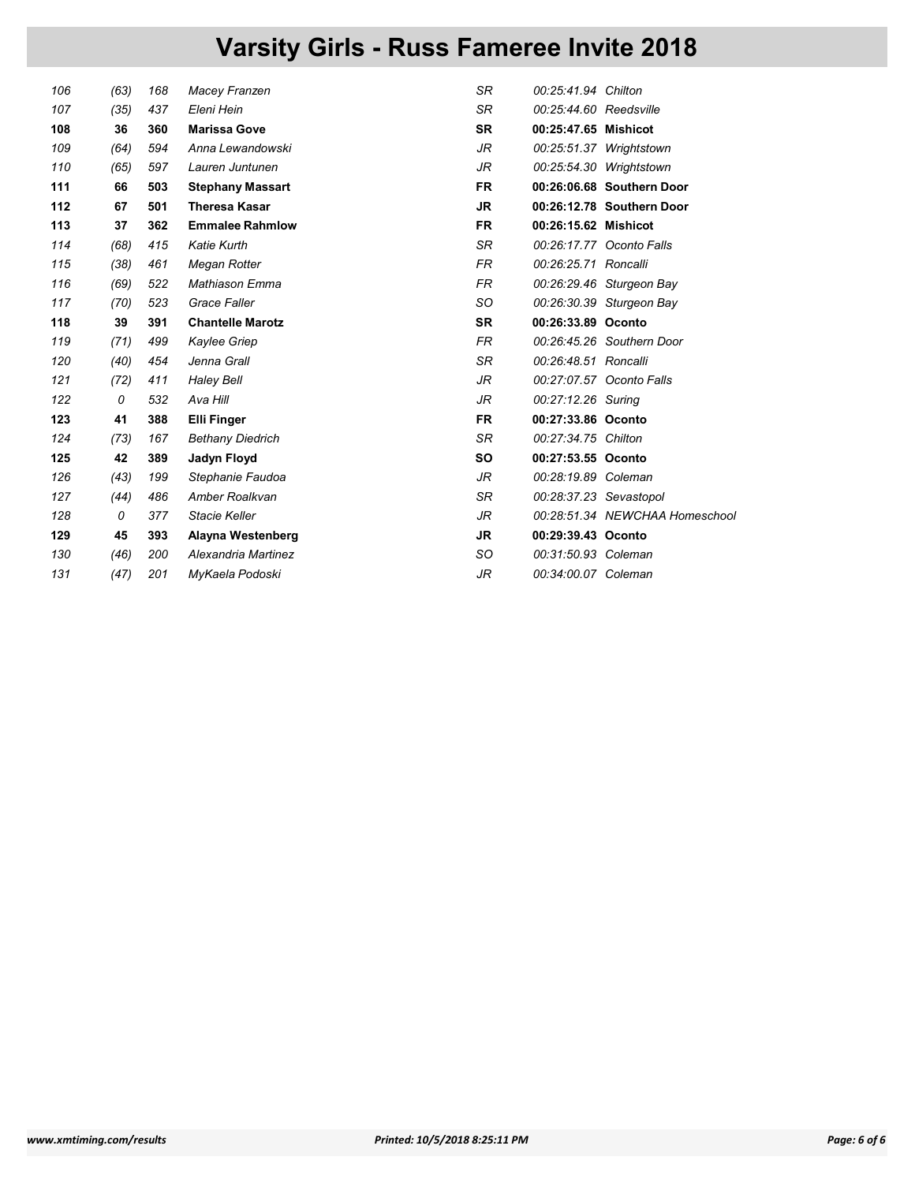# Varsity Girls - Russ Fameree Invite 2018

| | | | | | | |
|---|---|---|---|---|---|---|
| *106* | *(63)* | *168* | *Macey Franzen* | *SR* | *00:25:41.94* | *Chilton* |
| *107* | *(35)* | *437* | *Eleni Hein* | *SR* | *00:25:44.60* | *Reedsville* |
| **108** | **36** | **360** | **Marissa Gove** | **SR** | **00:25:47.65** | **Mishicot** |
| *109* | *(64)* | *594* | *Anna Lewandowski* | *JR* | *00:25:51.37* | *Wrightstown* |
| *110* | *(65)* | *597* | *Lauren Juntunen* | *JR* | *00:25:54.30* | *Wrightstown* |
| **111** | **66** | **503** | **Stephany Massart** | **FR** | **00:26:06.68** | **Southern Door** |
| **112** | **67** | **501** | **Theresa Kasar** | **JR** | **00:26:12.78** | **Southern Door** |
| **113** | **37** | **362** | **Emmalee Rahmlow** | **FR** | **00:26:15.62** | **Mishicot** |
| *114* | *(68)* | *415* | *Katie Kurth* | *SR* | *00:26:17.77* | *Oconto Falls* |
| *115* | *(38)* | *461* | *Megan Rotter* | *FR* | *00:26:25.71* | *Roncalli* |
| *116* | *(69)* | *522* | *Mathiason Emma* | *FR* | *00:26:29.46* | *Sturgeon Bay* |
| *117* | *(70)* | *523* | *Grace Faller* | *SO* | *00:26:30.39* | *Sturgeon Bay* |
| **118** | **39** | **391** | **Chantelle Marotz** | **SR** | **00:26:33.89** | **Oconto** |
| *119* | *(71)* | *499* | *Kaylee Griep* | *FR* | *00:26:45.26* | *Southern Door* |
| *120* | *(40)* | *454* | *Jenna Grall* | *SR* | *00:26:48.51* | *Roncalli* |
| *121* | *(72)* | *411* | *Haley Bell* | *JR* | *00:27:07.57* | *Oconto Falls* |
| *122* | *0* | *532* | *Ava Hill* | *JR* | *00:27:12.26* | *Suring* |
| **123** | **41** | **388** | **Elli Finger** | **FR** | **00:27:33.86** | **Oconto** |
| *124* | *(73)* | *167* | *Bethany Diedrich* | *SR* | *00:27:34.75* | *Chilton* |
| **125** | **42** | **389** | **Jadyn Floyd** | **SO** | **00:27:53.55** | **Oconto** |
| *126* | *(43)* | *199* | *Stephanie Faudoa* | *JR* | *00:28:19.89* | *Coleman* |
| *127* | *(44)* | *486* | *Amber Roalkvan* | *SR* | *00:28:37.23* | *Sevastopol* |
| *128* | *0* | *377* | *Stacie Keller* | *JR* | *00:28:51.34* | *NEWCHAA Homeschool* |
| **129** | **45** | **393** | **Alayna Westenberg** | **JR** | **00:29:39.43** | **Oconto** |
| *130* | *(46)* | *200* | *Alexandria Martinez* | *SO* | *00:31:50.93* | *Coleman* |
| *131* | *(47)* | *201* | *MyKaela Podoski* | *JR* | *00:34:00.07* | *Coleman* |

*www.xmtiming.com/results* *Printed: 10/5/2018 8:25:11 PM*